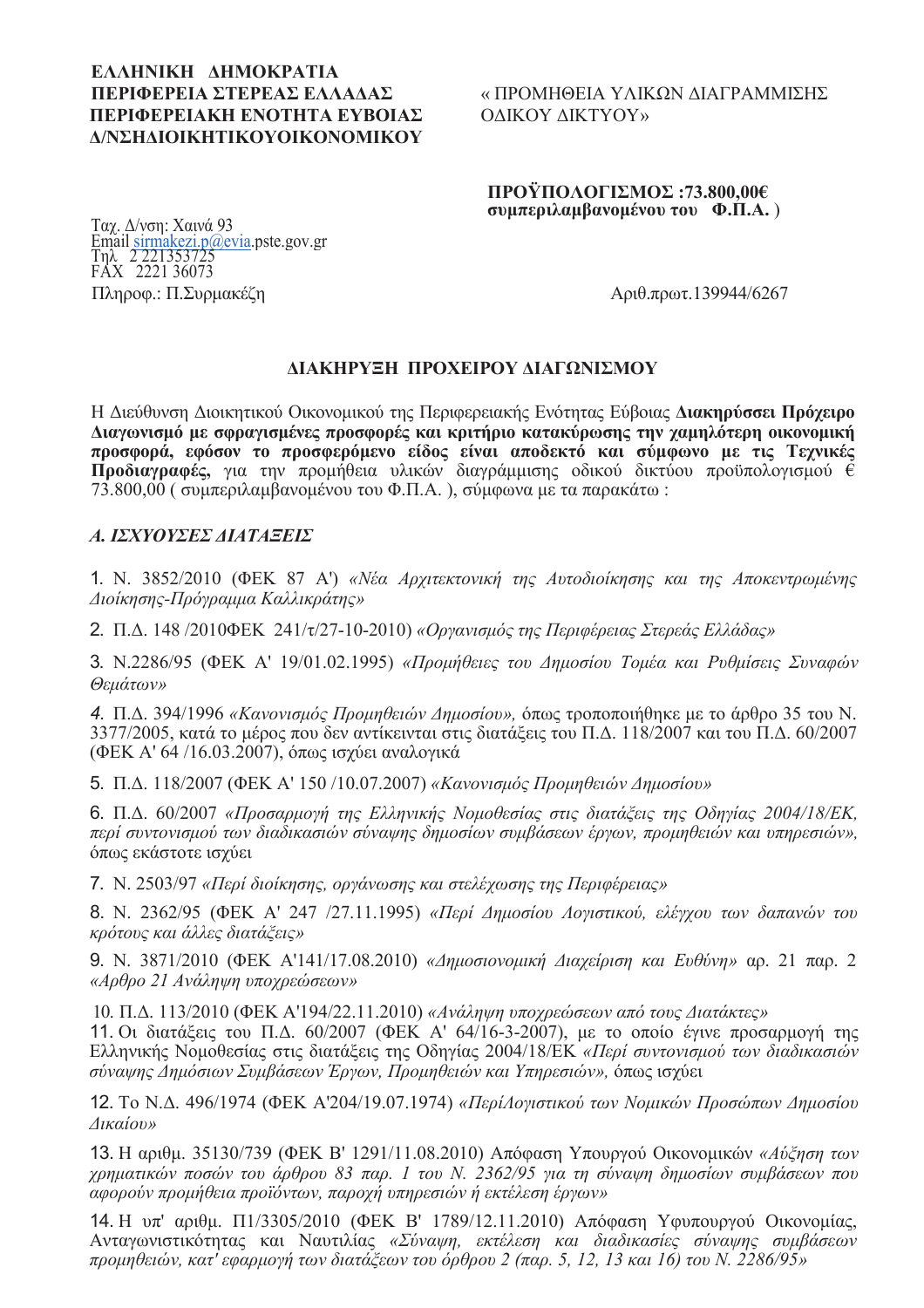**ΕΛΛΗΝΙΚΗ ΔΗΜΟΚΡΑΤΙΑ**
**ΠΕΡΙΦΕΡΕΙΑ ΣΤΕΡΕΑΣ ΕΛΛΑΔΑΣ**
**ΠΕΡΙΦΕΡΕΙΑΚΗ ΕΝΟΤΗΤΑ ΕΥΒΟΙΑΣ**
**Δ/ΝΣΗΔΙΟΙΚΗΤΙΚΟΥΟΙΚΟΝΟΜΙΚΟΥ**

« ΠΡΟΜΗΘΕΙΑ ΥΛΙΚΩΝ ΔΙΑΓΡΑΜΜΙΣΗΣ ΟΔΙΚΟΥ ΔΙΚΤΥΟΥ»

**ΠΡΟΫΠΟΛΟΓΙΣΜΟΣ :73.800,00€ συμπεριλαμβανομένου του Φ.Π.Α.** )

Ταχ. Δ/νση: Χαινά 93
Email sirmakezi.p@evia.pste.gov.gr
Τηλ 2 221353725
FAX 2221 36073
Πληροφ.: Π.Συρμακέζη

Αριθ.πρωτ.139944/6267

## ΔΙΑΚΗΡΥΞΗ ΠΡΟΧΕΙΡΟΥ ΔΙΑΓΩΝΙΣΜΟΥ

Η Διεύθυνση Διοικητικού Οικονομικού της Περιφερειακής Ενότητας Εύβοιας **Διακηρύσσει Πρόχειρο Διαγωνισμό με σφραγισμένες προσφορές και κριτήριο κατακύρωσης την χαμηλότερη οικονομική προσφορά, εφόσον το προσφερόμενο είδος είναι αποδεκτό και σύμφωνο με τις Τεχνικές Προδιαγραφές,** για την προμήθεια υλικών διαγράμμισης οδικού δικτύου προϋπολογισμού € 73.800,00 ( συμπεριλαμβανομένου του Φ.Π.Α. ), σύμφωνα με τα παρακάτω :

### *Α. ΙΣΧΥΟΥΣΕΣ ΔΙΑΤΑΞΕΙΣ*

1. Ν. 3852/2010 (ΦΕΚ 87 Α') *«Νέα Αρχιτεκτονική της Αυτοδιοίκησης και της Αποκεντρωμένης Διοίκησης-Πρόγραμμα Καλλικράτης»*

2. Π.Δ. 148 /2010ΦΕΚ 241/τ/27-10-2010) *«Οργανισμός της Περιφέρειας Στερεάς Ελλάδας»*

3. Ν.2286/95 (ΦΕΚ Α' 19/01.02.1995) *«Προμήθειες του Δημοσίου Τομέα και Ρυθμίσεις Συναφών Θεμάτων»*

4. Π.Δ. 394/1996 *«Κανονισμός Προμηθειών Δημοσίου»*, όπως τροποποιήθηκε με το άρθρο 35 του Ν. 3377/2005, κατά το μέρος που δεν αντίκεινται στις διατάξεις του Π.Δ. 118/2007 και του Π.Δ. 60/2007 (ΦΕΚ Α' 64 /16.03.2007), όπως ισχύει αναλογικά

5. Π.Δ. 118/2007 (ΦΕΚ Α' 150 /10.07.2007) *«Κανονισμός Προμηθειών Δημοσίου»*

6. Π.Δ. 60/2007 *«Προσαρμογή της Ελληνικής Νομοθεσίας στις διατάξεις της Οδηγίας 2004/18/ΕΚ, περί συντονισμού των διαδικασιών σύναψης δημοσίων συμβάσεων έργων, προμηθειών και υπηρεσιών»*, όπως εκάστοτε ισχύει

7. Ν. 2503/97 *«Περί διοίκησης, οργάνωσης και στελέχωσης της Περιφέρειας»*

8. Ν. 2362/95 (ΦΕΚ Α' 247 /27.11.1995) *«Περί Δημοσίου Λογιστικού, ελέγχου των δαπανών του κρότους και άλλες διατάξεις»*

9. Ν. 3871/2010 (ΦΕΚ Α'141/17.08.2010) *«Δημοσιονομική Διαχείριση και Ευθύνη»* αρ. 21 παρ. 2 *«Αρθρο 21 Ανάληψη υποχρεώσεων»*

10. Π.Δ. 113/2010 (ΦΕΚ Α'194/22.11.2010) *«Ανάληψη υποχρεώσεων από τους Διατάκτες»*

11. Οι διατάξεις του Π.Δ. 60/2007 (ΦΕΚ Α' 64/16-3-2007), με το οποίο έγινε προσαρμογή της Ελληνικής Νομοθεσίας στις διατάξεις της Οδηγίας 2004/18/ΕΚ *«Περί συντονισμού των διαδικασιών σύναψης Δημόσιων Συμβάσεων Έργων, Προμηθειών και Υπηρεσιών»*, όπως ισχύει

12. Το Ν.Δ. 496/1974 (ΦΕΚ Α'204/19.07.1974) *«ΠερίΛογιστικού των Νομικών Προσώπων Δημοσίου Δικαίου»*

13. Η αριθμ. 35130/739 (ΦΕΚ Β' 1291/11.08.2010) Απόφαση Υπουργού Οικονομικών *«Αύξηση των χρηματικών ποσών του άρθρου 83 παρ. 1 του Ν. 2362/95 για τη σύναψη δημοσίων συμβάσεων που αφορούν προμήθεια προϊόντων, παροχή υπηρεσιών ή εκτέλεση έργων»*

14. Η υπ' αριθμ. Π1/3305/2010 (ΦΕΚ Β' 1789/12.11.2010) Απόφαση Υφυπουργού Οικονομίας, Ανταγωνιστικότητας και Ναυτιλίας *«Σύναψη, εκτέλεση και διαδικασίες σύναψης συμβάσεων προμηθειών, κατ' εφαρμογή των διατάξεων του όρθρου 2 (παρ. 5, 12, 13 και 16) του Ν. 2286/95»*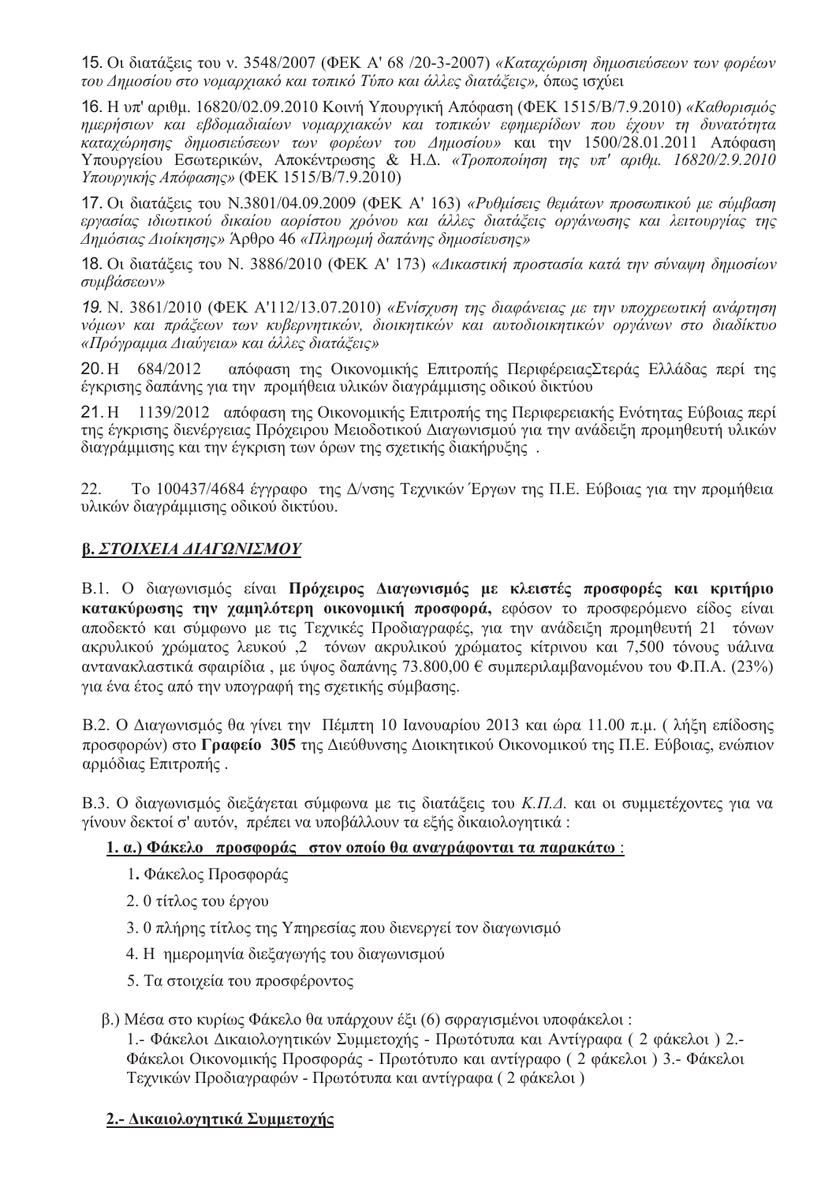15. Οι διατάξεις του ν. 3548/2007 (ΦΕΚ Α' 68 /20-3-2007) *«Καταχώριση δημοσιεύσεων των φορέων του Δημοσίου στο νομαρχιακό και τοπικό Τύπο και άλλες διατάξεις»,* όπως ισχύει

16. Η υπ' αριθμ. 16820/02.09.2010 Κοινή Υπουργική Απόφαση (ΦΕΚ 1515/Β/7.9.2010) *«Καθορισμός ημερήσιων και εβδομαδιαίων νομαρχιακών και τοπικών εφημερίδων που έχουν τη δυνατότητα καταχώρησης δημοσιεύσεων των φορέων του Δημοσίου»* και την 1500/28.01.2011 Απόφαση Υπουργείου Εσωτερικών, Αποκέντρωσης & Η.Δ. *«Τροποποίηση της υπ' αριθμ. 16820/2.9.2010 Υπουργικής Απόφασης»* (ΦΕΚ 1515/Β/7.9.2010)

17. Οι διατάξεις του Ν.3801/04.09.2009 (ΦΕΚ Α' 163) *«Ρυθμίσεις θεμάτων προσωπικού με σύμβαση εργασίας ιδιωτικού δικαίου αορίστου χρόνου και άλλες διατάξεις οργάνωσης και λειτουργίας της Δημόσιας Διοίκησης»* Άρθρο 46 *«Πληρωμή δαπάνης δημοσίευσης»*

18. Οι διατάξεις του Ν. 3886/2010 (ΦΕΚ Α' 173) *«Δικαστική προστασία κατά την σύναψη δημοσίων συμβάσεων»*

*19.* Ν. 3861/2010 (ΦΕΚ Α'112/13.07.2010) *«Ενίσχυση της διαφάνειας με την υποχρεωτική ανάρτηση νόμων και πράξεων των κυβερνητικών, διοικητικών και αυτοδιοικητικών οργάνων στο διαδίκτυο «Πρόγραμμα Διαύγεια» και άλλες διατάξεις»*

20. Η 684/2012 απόφαση της Οικονομικής Επιτροπής ΠεριφέρειαςΣτεράς Ελλάδας περί της έγκρισης δαπάνης για την προμήθεια υλικών διαγράμμισης οδικού δικτύου

21. Η 1139/2012 απόφαση της Οικονομικής Επιτροπής της Περιφερειακής Ενότητας Εύβοιας περί της έγκρισης διενέργειας Πρόχειρου Μειοδοτικού Διαγωνισμού για την ανάδειξη προμηθευτή υλικών διαγράμμισης και την έγκριση των όρων της σχετικής διακήρυξης .

22. Το 100437/4684 έγγραφο της Δ/νσης Τεχνικών Έργων της Π.Ε. Εύβοιας για την προμήθεια υλικών διαγράμμισης οδικού δικτύου.

## ***β. ΣΤΟΙΧΕΙΑ ΔΙΑΓΩΝΙΣΜΟΥ***

Β.1. Ο διαγωνισμός είναι **Πρόχειρος Διαγωνισμός με κλειστές προσφορές και κριτήριο κατακύρωσης την χαμηλότερη οικονομική προσφορά,** εφόσον το προσφερόμενο είδος είναι αποδεκτό και σύμφωνο με τις Τεχνικές Προδιαγραφές, για την ανάδειξη προμηθευτή 21 τόνων ακρυλικού χρώματος λευκού ,2 τόνων ακρυλικού χρώματος κίτρινου και 7,500 τόνους υάλινα αντανακλαστικά σφαιρίδια , με ύψος δαπάνης 73.800,00 € συμπεριλαμβανομένου του Φ.Π.Α. (23%) για ένα έτος από την υπογραφή της σχετικής σύμβασης.

Β.2. Ο Διαγωνισμός θα γίνει την Πέμπτη 10 Ιανουαρίου 2013 και ώρα 11.00 π.μ. ( λήξη επίδοσης προσφορών) στο **Γραφείο 305** της Διεύθυνσης Διοικητικού Οικονομικού της Π.Ε. Εύβοιας, ενώπιον αρμόδιας Επιτροπής .

Β.3. Ο διαγωνισμός διεξάγεται σύμφωνα με τις διατάξεις του *Κ.Π.Δ.* και οι συμμετέχοντες για να γίνουν δεκτοί σ' αυτόν, πρέπει να υποβάλλουν τα εξής δικαιολογητικά :

**1. α.) Φάκελο προσφοράς στον οποίο θα αναγράφονται τα παρακάτω** :

1. Φάκελος Προσφοράς
2. 0 τίτλος του έργου
3. 0 πλήρης τίτλος της Υπηρεσίας που διενεργεί τον διαγωνισμό
4. Η ημερομηνία διεξαγωγής του διαγωνισμού
5. Τα στοιχεία του προσφέροντος

β.) Μέσα στο κυρίως Φάκελο θα υπάρχουν έξι (6) σφραγισμένοι υποφάκελοι :
1.- Φάκελοι Δικαιολογητικών Συμμετοχής - Πρωτότυπα και Αντίγραφα ( 2 φάκελοι ) 2.- Φάκελοι Οικονομικής Προσφοράς - Πρωτότυπο και αντίγραφο ( 2 φάκελοι ) 3.- Φάκελοι Τεχνικών Προδιαγραφών - Πρωτότυπα και αντίγραφα ( 2 φάκελοι )

**2.- Δικαιολογητικά Συμμετοχής**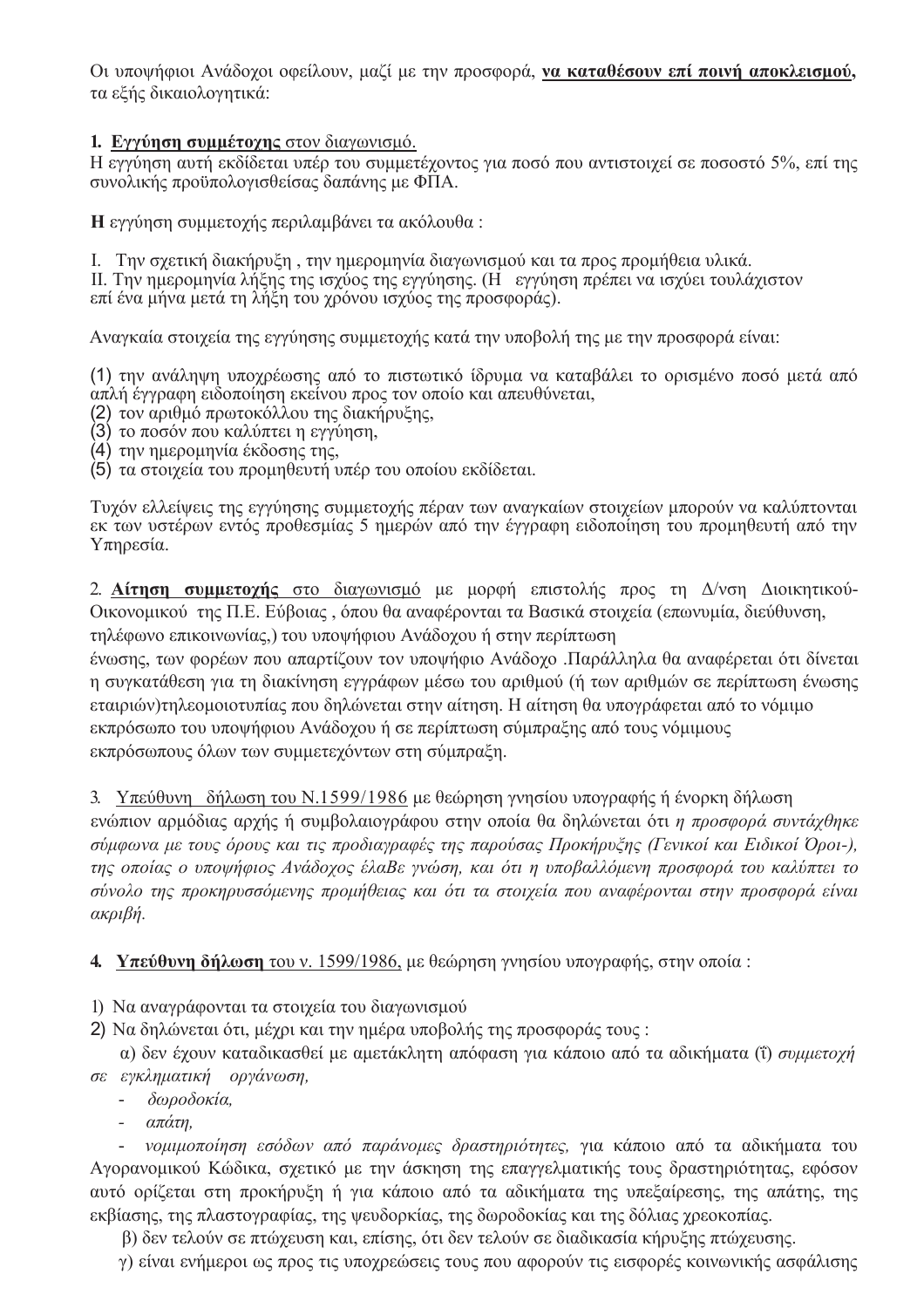Οι υποψήφιοι Ανάδοχοι οφείλουν, μαζί με την προσφορά, **<u>να καταθέσουν επί ποινή αποκλεισμού,</u>** τα εξής δικαιολογητικά:

**1. <u>Εγγύηση συμμετοχής</u>** <u>στον διαγωνισμό.</u>
Η εγγύηση αυτή εκδίδεται υπέρ του συμμετέχοντος για ποσό που αντιστοιχεί σε ποσοστό 5%, επί της συνολικής προϋπολογισθείσας δαπάνης με ΦΠΑ.

**Η** εγγύηση συμμετοχής περιλαμβάνει τα ακόλουθα :

I. Την σχετική διακήρυξη , την ημερομηνία διαγωνισμού και τα προς προμήθεια υλικά.
II. Την ημερομηνία λήξης της ισχύος της εγγύησης. (Η εγγύηση πρέπει να ισχύει τουλάχιστον επί ένα μήνα μετά τη λήξη του χρόνου ισχύος της προσφοράς).

Αναγκαία στοιχεία της εγγύησης συμμετοχής κατά την υποβολή της με την προσφορά είναι:

(1) την ανάληψη υποχρέωσης από το πιστωτικό ίδρυμα να καταβάλει το ορισμένο ποσό μετά από απλή έγγραφη ειδοποίηση εκείνου προς τον οποίο και απευθύνεται,
(2) τον αριθμό πρωτοκόλλου της διακήρυξης,
(3) το ποσόν που καλύπτει η εγγύηση,
(4) την ημερομηνία έκδοσης της,
(5) τα στοιχεία του προμηθευτή υπέρ του οποίου εκδίδεται.

Τυχόν ελλείψεις της εγγύησης συμμετοχής πέραν των αναγκαίων στοιχείων μπορούν να καλύπτονται εκ των υστέρων εντός προθεσμίας 5 ημερών από την έγγραφη ειδοποίηση του προμηθευτή από την Υπηρεσία.

2. **<u>Αίτηση συμμετοχής</u>** <u>στο διαγωνισμό</u> με μορφή επιστολής προς τη Δ/νση Διοικητικού-Οικονομικού της Π.Ε. Εύβοιας , όπου θα αναφέρονται τα Βασικά στοιχεία (επωνυμία, διεύθυνση, τηλέφωνο επικοινωνίας,) του υποψήφιου Ανάδοχου ή στην περίπτωση ένωσης, των φορέων που απαρτίζουν τον υποψήφιο Ανάδοχο .Παράλληλα θα αναφέρεται ότι δίνεται η συγκατάθεση για τη διακίνηση εγγράφων μέσω του αριθμού (ή των αριθμών σε περίπτωση ένωσης εταιριών)τηλεομοιοτυπίας που δηλώνεται στην αίτηση. Η αίτηση θα υπογράφεται από το νόμιμο εκπρόσωπο του υποψήφιου Ανάδοχου ή σε περίπτωση σύμπραξης από τους νόμιμους εκπρόσωπους όλων των συμμετεχόντων στη σύμπραξη.

3. <u>Υπεύθυνη δήλωση του Ν.1599/1986</u> με θεώρηση γνησίου υπογραφής ή ένορκη δήλωση ενώπιον αρμόδιας αρχής ή συμβολαιογράφου στην οποία θα δηλώνεται ότι *η προσφορά συντάχθηκε σύμφωνα με τους όρους και τις προδιαγραφές της παρούσας Προκήρυξης (Γενικοί και Ειδικοί Όροι-), της οποίας ο υποψήφιος Ανάδοχος έλαΒε γνώση, και ότι η υποβαλλόμενη προσφορά του καλύπτει το σύνολο της προκηρυσσόμενης προμήθειας και ότι τα στοιχεία που αναφέρονται στην προσφορά είναι ακριβή.*

**4. <u>Υπεύθυνη δήλωση</u>** <u>του ν. 1599/1986,</u> με θεώρηση γνησίου υπογραφής, στην οποία :

1) Να αναγράφονται τα στοιχεία του διαγωνισμού
2) Να δηλώνεται ότι, μέχρι και την ημέρα υποβολής της προσφοράς τους :

α) δεν έχουν καταδικασθεί με αμετάκλητη απόφαση για κάποιο από τα αδικήματα (ΐ) *συμμετοχή σε εγκληματική οργάνωση,*

- *δωροδοκία,*
- *απάτη,*
- *νομιμοποίηση εσόδων από παράνομες δραστηριότητες,* για κάποιο από τα αδικήματα του Αγορανομικού Κώδικα, σχετικό με την άσκηση της επαγγελματικής τους δραστηριότητας, εφόσον αυτό ορίζεται στη προκήρυξη ή για κάποιο από τα αδικήματα της υπεξαίρεσης, της απάτης, της εκβίασης, της πλαστογραφίας, της ψευδορκίας, της δωροδοκίας και της δόλιας χρεοκοπίας.

β) δεν τελούν σε πτώχευση και, επίσης, ότι δεν τελούν σε διαδικασία κήρυξης πτώχευσης.

γ) είναι ενήμεροι ως προς τις υποχρεώσεις τους που αφορούν τις εισφορές κοινωνικής ασφάλισης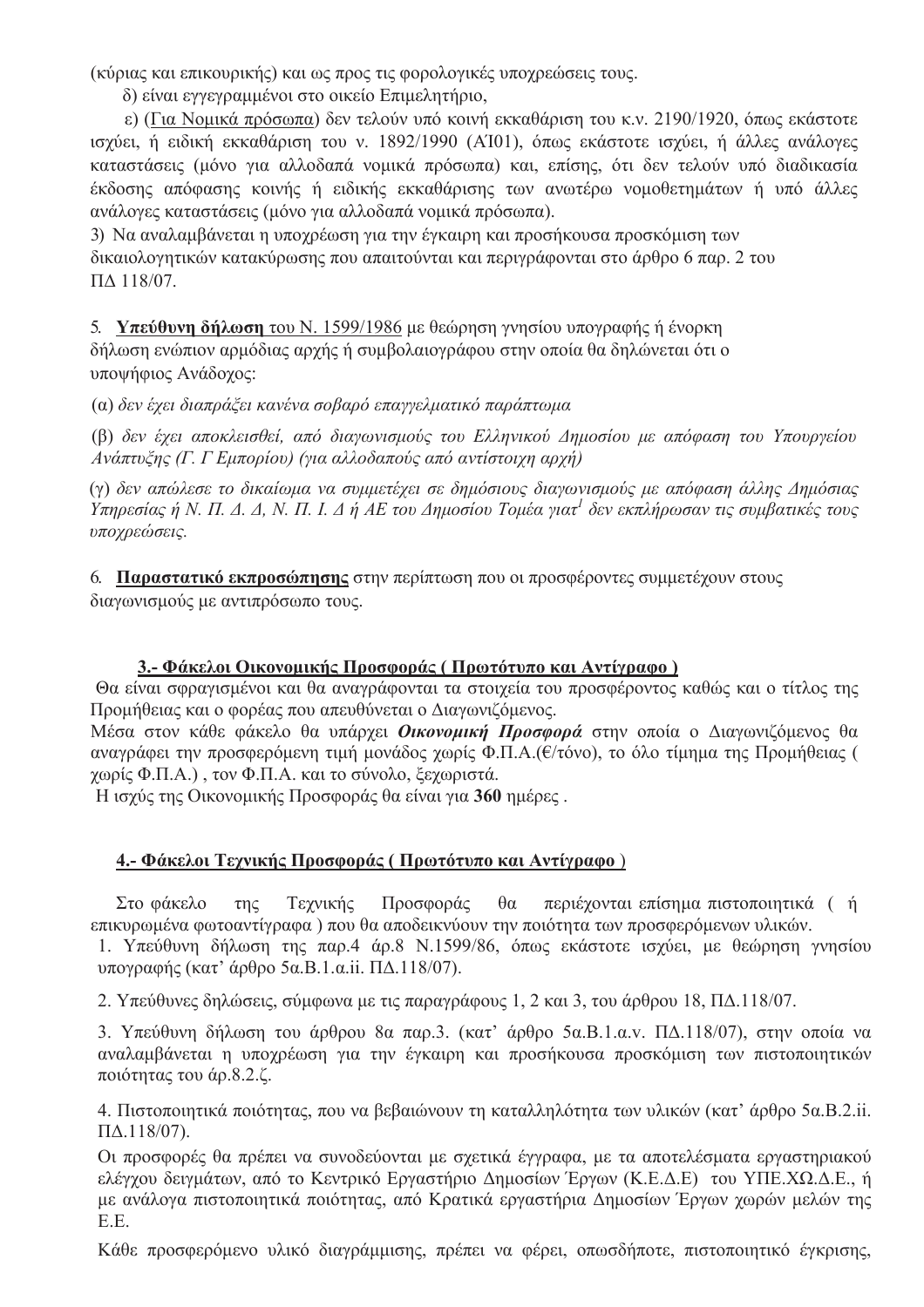(κύριας και επικουρικής) και ως προς τις φορολογικές υποχρεώσεις τους.

δ) είναι εγγεγραμμένοι στο οικείο Επιμελητήριο,

ε) (Για Νομικά πρόσωπα) δεν τελούν υπό κοινή εκκαθάριση του κ.ν. 2190/1920, όπως εκάστοτε ισχύει, ή ειδική εκκαθάριση του ν. 1892/1990 (ΑΊ01), όπως εκάστοτε ισχύει, ή άλλες ανάλογες καταστάσεις (μόνο για αλλοδαπά νομικά πρόσωπα) και, επίσης, ότι δεν τελούν υπό διαδικασία έκδοσης απόφασης κοινής ή ειδικής εκκαθάρισης των ανωτέρω νομοθετημάτων ή υπό άλλες ανάλογες καταστάσεις (μόνο για αλλοδαπά νομικά πρόσωπα).

3) Να αναλαμβάνεται η υποχρέωση για την έγκαιρη και προσήκουσα προσκόμιση των δικαιολογητικών κατακύρωσης που απαιτούνται και περιγράφονται στο άρθρο 6 παρ. 2 του ΠΔ 118/07.

5. **Υπεύθυνη δήλωση** του Ν. 1599/1986 με θεώρηση γνησίου υπογραφής ή ένορκη δήλωση ενώπιον αρμόδιας αρχής ή συμβολαιογράφου στην οποία θα δηλώνεται ότι ο υποψήφιος Ανάδοχος:

(α) *δεν έχει διαπράξει κανένα σοβαρό επαγγελματικό παράπτωμα*

(β) *δεν έχει αποκλεισθεί, από διαγωνισμούς του Ελληνικού Δημοσίου με απόφαση του Υπουργείου Ανάπτυξης (Γ. Γ Εμπορίου) (για αλλοδαπούς από αντίστοιχη αρχή)*

(γ) *δεν απώλεσε το δικαίωμα να συμμετέχει σε δημόσιους διαγωνισμούς με απόφαση άλλης Δημόσιας Υπηρεσίας ή Ν. Π. Δ. Δ, Ν. Π. Ι. Δ ή ΑΕ του Δημοσίου Τομέα γιατ[1] δεν εκπλήρωσαν τις συμβατικές τους υποχρεώσεις.*

6. **Παραστατικό εκπροσώπησης** στην περίπτωση που οι προσφέροντες συμμετέχουν στους διαγωνισμούς με αντιπρόσωπο τους.

### 3.- Φάκελοι Οικονομικής Προσφοράς ( Πρωτότυπο και Αντίγραφο )

Θα είναι σφραγισμένοι και θα αναγράφονται τα στοιχεία του προσφέροντος καθώς και ο τίτλος της Προμήθειας και ο φορέας που απευθύνεται ο Διαγωνιζόμενος.

Μέσα στον κάθε φάκελο θα υπάρχει ***Οικονομική Προσφορά*** στην οποία ο Διαγωνιζόμενος θα αναγράφει την προσφερόμενη τιμή μονάδος χωρίς Φ.Π.Α.(€/τόνο), το όλο τίμημα της Προμήθειας ( χωρίς Φ.Π.Α.) , τον Φ.Π.Α. και το σύνολο, ξεχωριστά.

Η ισχύς της Οικονομικής Προσφοράς θα είναι για **360** ημέρες .

### 4.- Φάκελοι Τεχνικής Προσφοράς ( Πρωτότυπο και Αντίγραφο )

Στο φάκελο της Τεχνικής Προσφοράς θα περιέχονται επίσημα πιστοποιητικά ( ή επικυρωμένα φωτοαντίγραφα ) που θα αποδεικνύουν την ποιότητα των προσφερόμενων υλικών.

1. Υπεύθυνη δήλωση της παρ.4 άρ.8 Ν.1599/86, όπως εκάστοτε ισχύει, με θεώρηση γνησίου υπογραφής (κατ' άρθρο 5α.Β.1.α.ii. ΠΔ.118/07).

2. Υπεύθυνες δηλώσεις, σύμφωνα με τις παραγράφους 1, 2 και 3, του άρθρου 18, ΠΔ.118/07.

3. Υπεύθυνη δήλωση του άρθρου 8α παρ.3. (κατ' άρθρο 5α.Β.1.α.v. ΠΔ.118/07), στην οποία να αναλαμβάνεται η υποχρέωση για την έγκαιρη και προσήκουσα προσκόμιση των πιστοποιητικών ποιότητας του άρ.8.2.ζ.

4. Πιστοποιητικά ποιότητας, που να βεβαιώνουν τη καταλληλότητα των υλικών (κατ' άρθρο 5α.Β.2.ii. ΠΔ.118/07).

Οι προσφορές θα πρέπει να συνοδεύονται με σχετικά έγγραφα, με τα αποτελέσματα εργαστηριακού ελέγχου δειγμάτων, από το Κεντρικό Εργαστήριο Δημοσίων Έργων (Κ.Ε.Δ.Ε) του ΥΠΕ.ΧΩ.Δ.Ε., ή με ανάλογα πιστοποιητικά ποιότητας, από Κρατικά εργαστήρια Δημοσίων Έργων χωρών μελών της Ε.Ε.

Κάθε προσφερόμενο υλικό διαγράμμισης, πρέπει να φέρει, οπωσδήποτε, πιστοποιητικό έγκρισης,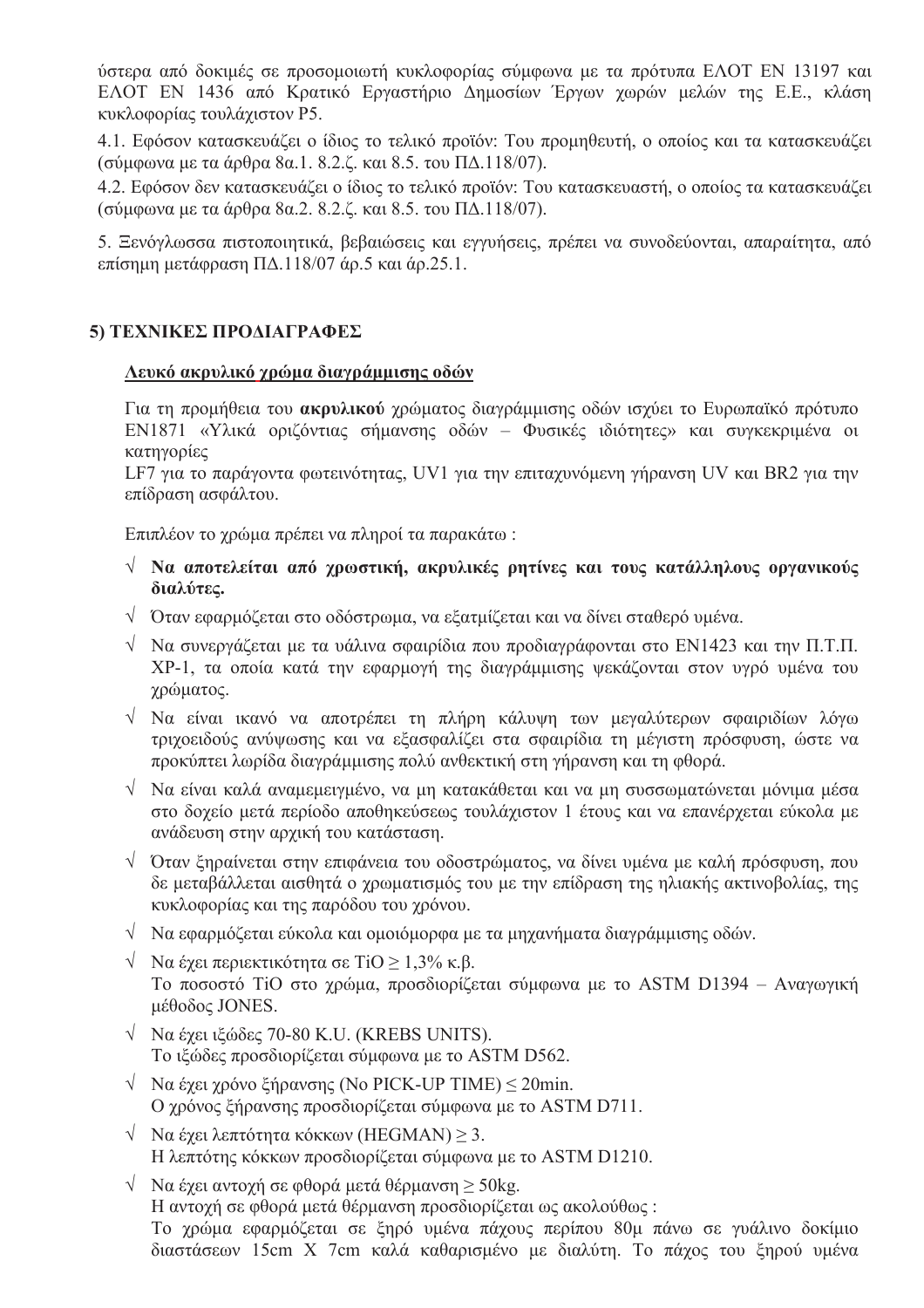ύστερα από δοκιμές σε προσομοιωτή κυκλοφορίας σύμφωνα με τα πρότυπα ΕΛΟΤ ΕΝ 13197 και ΕΛΟΤ ΕΝ 1436 από Κρατικό Εργαστήριο Δημοσίων Έργων χωρών μελών της Ε.Ε., κλάση κυκλοφορίας τουλάχιστον P5.

4.1. Εφόσον κατασκευάζει ο ίδιος το τελικό προϊόν: Του προμηθευτή, ο οποίος και τα κατασκευάζει (σύμφωνα με τα άρθρα 8α.1. 8.2.ζ. και 8.5. του ΠΔ.118/07).

4.2. Εφόσον δεν κατασκευάζει ο ίδιος το τελικό προϊόν: Του κατασκευαστή, ο οποίος τα κατασκευάζει (σύμφωνα με τα άρθρα 8α.2. 8.2.ζ. και 8.5. του ΠΔ.118/07).

5. Ξενόγλωσσα πιστοποιητικά, βεβαιώσεις και εγγυήσεις, πρέπει να συνοδεύονται, απαραίτητα, από επίσημη μετάφραση ΠΔ.118/07 άρ.5 και άρ.25.1.

## 5) ΤΕΧΝΙΚΕΣ ΠΡΟΔΙΑΓΡΑΦΕΣ

### Λευκό ακρυλικό χρώμα διαγράμμισης οδών

Για τη προμήθεια του **ακρυλικού** χρώματος διαγράμμισης οδών ισχύει το Ευρωπαϊκό πρότυπο ΕΝ1871 «Υλικά οριζόντιας σήμανσης οδών – Φυσικές ιδιότητες» και συγκεκριμένα οι κατηγορίες
LF7 για το παράγοντα φωτεινότητας, UV1 για την επιταχυνόμενη γήρανση UV και BR2 για την επίδραση ασφάλτου.

Επιπλέον το χρώμα πρέπει να πληροί τα παρακάτω :

- √ **Να αποτελείται από χρωστική, ακρυλικές ρητίνες και τους κατάλληλους οργανικούς διαλύτες.**
- √ Όταν εφαρμόζεται στο οδόστρωμα, να εξατμίζεται και να δίνει σταθερό υμένα.
- √ Να συνεργάζεται με τα υάλινα σφαιρίδια που προδιαγράφονται στο ΕΝ1423 και την Π.Τ.Π. ΧΡ-1, τα οποία κατά την εφαρμογή της διαγράμμισης ψεκάζονται στον υγρό υμένα του χρώματος.
- √ Να είναι ικανό να αποτρέπει τη πλήρη κάλυψη των μεγαλύτερων σφαιριδίων λόγω τριχοειδούς ανύψωσης και να εξασφαλίζει στα σφαιρίδια τη μέγιστη πρόσφυση, ώστε να προκύπτει λωρίδα διαγράμμισης πολύ ανθεκτική στη γήρανση και τη φθορά.
- √ Να είναι καλά αναμεμειγμένο, να μη κατακάθεται και να μη συσσωματώνεται μόνιμα μέσα στο δοχείο μετά περίοδο αποθηκεύσεως τουλάχιστον 1 έτους και να επανέρχεται εύκολα με ανάδευση στην αρχική του κατάσταση.
- √ Όταν ξηραίνεται στην επιφάνεια του οδοστρώματος, να δίνει υμένα με καλή πρόσφυση, που δε μεταβάλλεται αισθητά ο χρωματισμός του με την επίδραση της ηλιακής ακτινοβολίας, της κυκλοφορίας και της παρόδου του χρόνου.
- √ Να εφαρμόζεται εύκολα και ομοιόμορφα με τα μηχανήματα διαγράμμισης οδών.
- √ Να έχει περιεκτικότητα σε TiO ≥ 1,3% κ.β.
  Το ποσοστό TiO στο χρώμα, προσδιορίζεται σύμφωνα με το ASTM D1394 – Αναγωγική μέθοδος JONES.
- √ Να έχει ιξώδες 70-80 K.U. (KREBS UNITS).
  Το ιξώδες προσδιορίζεται σύμφωνα με το ASTM D562.
- √ Να έχει χρόνο ξήρανσης (No PICK-UP TIME) ≤ 20min.
  Ο χρόνος ξήρανσης προσδιορίζεται σύμφωνα με το ASTM D711.
- √ Να έχει λεπτότητα κόκκων (HEGMAN) ≥ 3.
  Η λεπτότης κόκκων προσδιορίζεται σύμφωνα με το ASTM D1210.
- √ Να έχει αντοχή σε φθορά μετά θέρμανση ≥ 50kg.
  Η αντοχή σε φθορά μετά θέρμανση προσδιορίζεται ως ακολούθως :
  Το χρώμα εφαρμόζεται σε ξηρό υμένα πάχους περίπου 80μ πάνω σε γυάλινο δοκίμιο διαστάσεων 15cm X 7cm καλά καθαρισμένο με διαλύτη. Το πάχος του ξηρού υμένα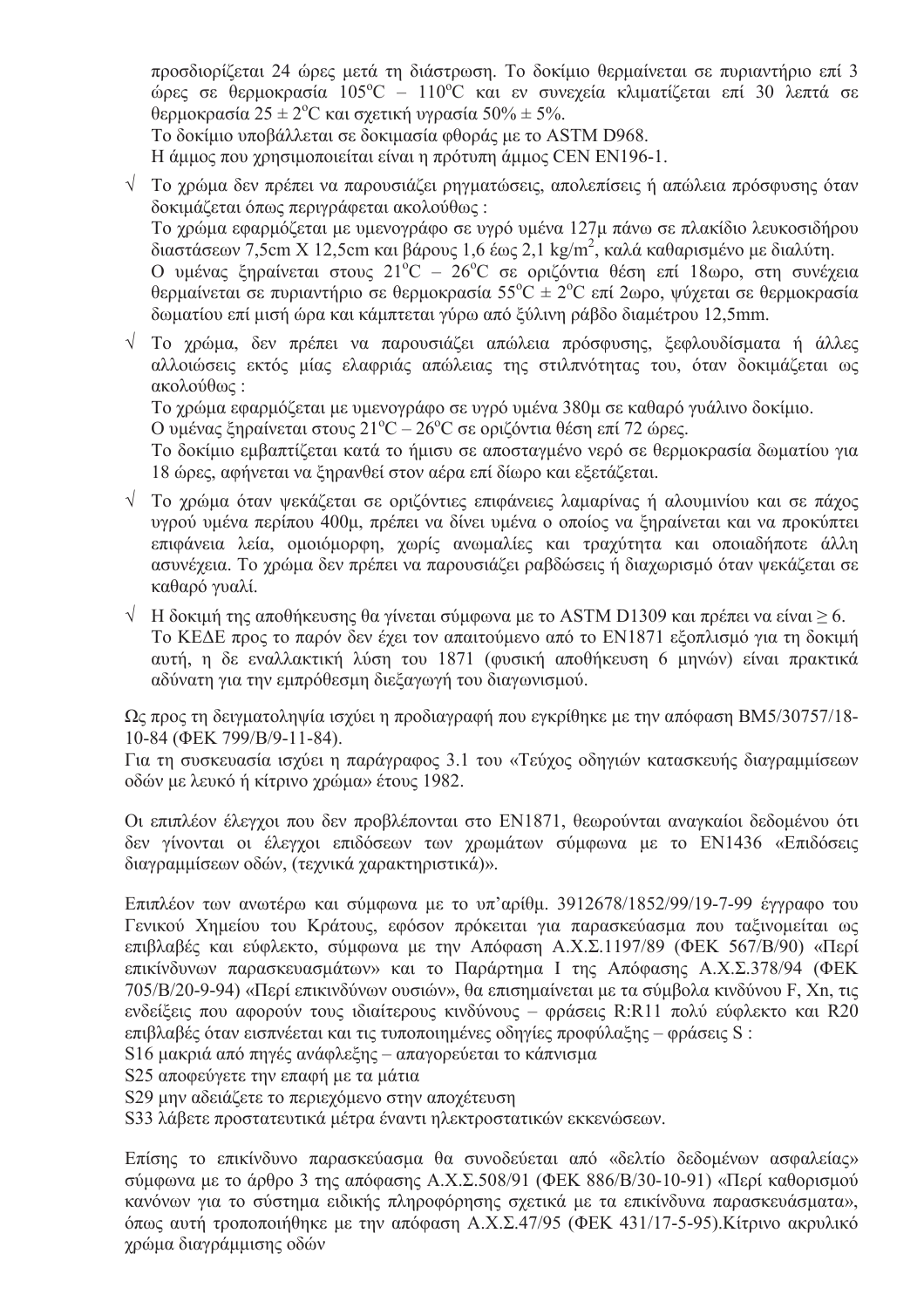προσδιορίζεται 24 ώρες μετά τη διάστρωση. Το δοκίμιο θερμαίνεται σε πυριαντήριο επί 3 ώρες σε θερμοκρασία 105°C – 110°C και εν συνεχεία κλιματίζεται επί 30 λεπτά σε θερμοκρασία 25 ± 2°C και σχετική υγρασία 50% ± 5%.

Το δοκίμιο υποβάλλεται σε δοκιμασία φθοράς με το ASTM D968.

Η άμμος που χρησιμοποιείται είναι η πρότυπη άμμος CEN EN196-1.

√ Το χρώμα δεν πρέπει να παρουσιάζει ρηγματώσεις, απολεπίσεις ή απώλεια πρόσφυσης όταν δοκιμάζεται όπως περιγράφεται ακολούθως :

Το χρώμα εφαρμόζεται με υμενογράφο σε υγρό υμένα 127μ πάνω σε πλακίδιο λευκοσιδήρου διαστάσεων 7,5cm X 12,5cm και βάρους 1,6 έως 2,1 kg/m$^2$, καλά καθαρισμένο με διαλύτη.

Ο υμένας ξηραίνεται στους 21°C – 26°C σε οριζόντια θέση επί 18ωρο, στη συνέχεια θερμαίνεται σε πυριαντήριο σε θερμοκρασία 55°C ± 2°C επί 2ωρο, ψύχεται σε θερμοκρασία δωματίου επί μισή ώρα και κάμπτεται γύρω από ξύλινη ράβδο διαμέτρου 12,5mm.

√ Το χρώμα, δεν πρέπει να παρουσιάζει απώλεια πρόσφυσης, ξεφλουδίσματα ή άλλες αλλοιώσεις εκτός μίας ελαφριάς απώλειας της στιλπνότητας του, όταν δοκιμάζεται ως ακολούθως :

Το χρώμα εφαρμόζεται με υμενογράφο σε υγρό υμένα 380μ σε καθαρό γυάλινο δοκίμιο.

Ο υμένας ξηραίνεται στους 21°C – 26°C σε οριζόντια θέση επί 72 ώρες.

Το δοκίμιο εμβαπτίζεται κατά το ήμισυ σε αποσταγμένο νερό σε θερμοκρασία δωματίου για 18 ώρες, αφήνεται να ξηρανθεί στον αέρα επί δίωρο και εξετάζεται.

√ Το χρώμα όταν ψεκάζεται σε οριζόντιες επιφάνειες λαμαρίνας ή αλουμινίου και σε πάχος υγρού υμένα περίπου 400μ, πρέπει να δίνει υμένα ο οποίος να ξηραίνεται και να προκύπτει επιφάνεια λεία, ομοιόμορφη, χωρίς ανωμαλίες και τραχύτητα και οποιαδήποτε άλλη ασυνέχεια. Το χρώμα δεν πρέπει να παρουσιάζει ραβδώσεις ή διαχωρισμό όταν ψεκάζεται σε καθαρό γυαλί.

√ Η δοκιμή της αποθήκευσης θα γίνεται σύμφωνα με το ASTM D1309 και πρέπει να είναι ≥ 6.

Το ΚΕΔΕ προς το παρόν δεν έχει τον απαιτούμενο από το EN1871 εξοπλισμό για τη δοκιμή αυτή, η δε εναλλακτική λύση του 1871 (φυσική αποθήκευση 6 μηνών) είναι πρακτικά αδύνατη για την εμπρόθεσμη διεξαγωγή του διαγωνισμού.

Ως προς τη δειγματοληψία ισχύει η προδιαγραφή που εγκρίθηκε με την απόφαση ΒΜ5/30757/18-10-84 (ΦΕΚ 799/Β/9-11-84).

Για τη συσκευασία ισχύει η παράγραφος 3.1 του «Τεύχος οδηγιών κατασκευής διαγραμμίσεων οδών με λευκό ή κίτρινο χρώμα» έτους 1982.

Οι επιπλέον έλεγχοι που δεν προβλέπονται στο EN1871, θεωρούνται αναγκαίοι δεδομένου ότι δεν γίνονται οι έλεγχοι επιδόσεων των χρωμάτων σύμφωνα με το EN1436 «Επιδόσεις διαγραμμίσεων οδών, (τεχνικά χαρακτηριστικά)».

Επιπλέον των ανωτέρω και σύμφωνα με το υπ'αρίθμ. 3912678/1852/99/19-7-99 έγγραφο του Γενικού Χημείου του Κράτους, εφόσον πρόκειται για παρασκεύασμα που ταξινομείται ως επιβλαβές και εύφλεκτο, σύμφωνα με την Απόφαση Α.Χ.Σ.1197/89 (ΦΕΚ 567/Β/90) «Περί επικίνδυνων παρασκευασμάτων» και το Παράρτημα Ι της Απόφασης Α.Χ.Σ.378/94 (ΦΕΚ 705/Β/20-9-94) «Περί επικινδύνων ουσιών», θα επισημαίνεται με τα σύμβολα κινδύνου F, Xn, τις ενδείξεις που αφορούν τους ιδιαίτερους κινδύνους – φράσεις R:R11 πολύ εύφλεκτο και R20 επιβλαβές όταν εισπνέεται και τις τυποποιημένες οδηγίες προφύλαξης – φράσεις S :

S16 μακριά από πηγές ανάφλεξης – απαγορεύεται το κάπνισμα

S25 αποφεύγετε την επαφή με τα μάτια

S29 μην αδειάζετε το περιεχόμενο στην αποχέτευση

S33 λάβετε προστατευτικά μέτρα έναντι ηλεκτροστατικών εκκενώσεων.

Επίσης το επικίνδυνο παρασκεύασμα θα συνοδεύεται από «δελτίο δεδομένων ασφαλείας» σύμφωνα με το άρθρο 3 της απόφασης Α.Χ.Σ.508/91 (ΦΕΚ 886/Β/30-10-91) «Περί καθορισμού κανόνων για το σύστημα ειδικής πληροφόρησης σχετικά με τα επικίνδυνα παρασκευάσματα», όπως αυτή τροποποιήθηκε με την απόφαση Α.Χ.Σ.47/95 (ΦΕΚ 431/17-5-95).Κίτρινο ακρυλικό χρώμα διαγράμμισης οδών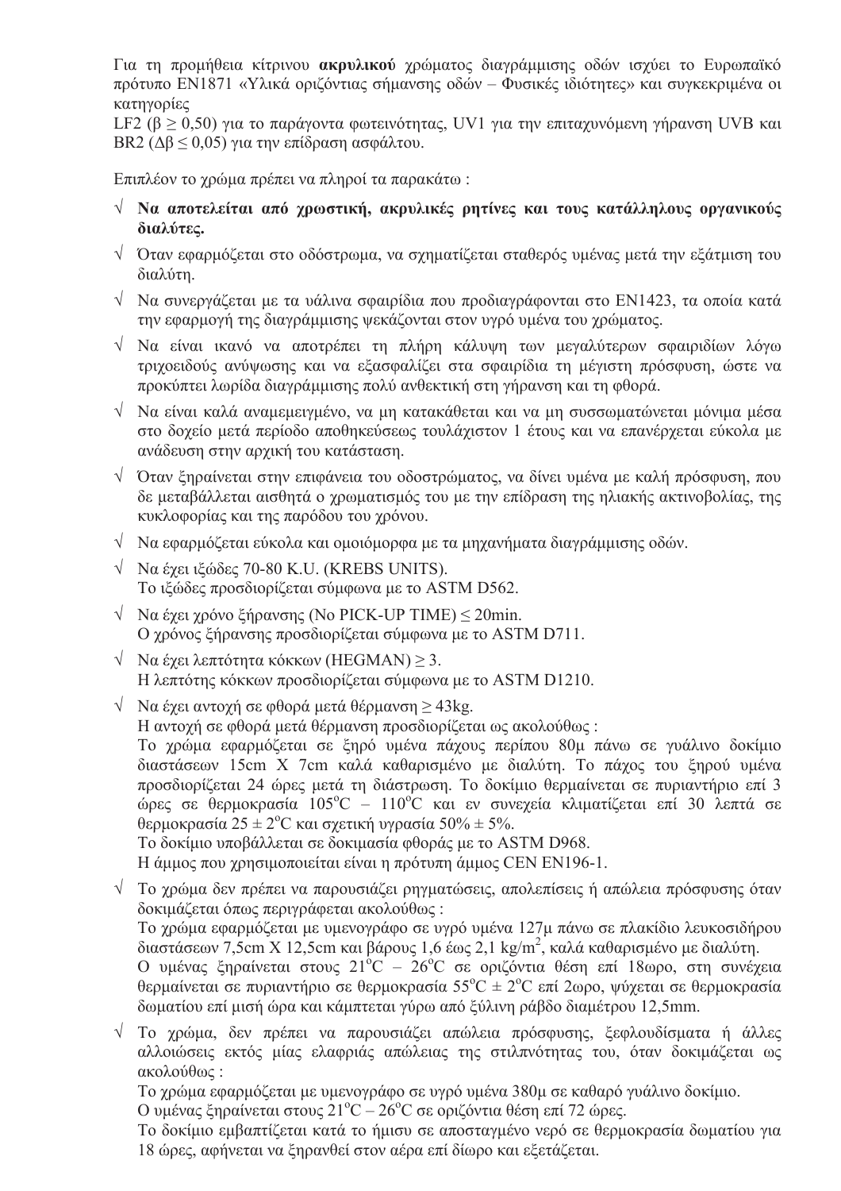Για τη προμήθεια κίτρινου **ακρυλικού** χρώματος διαγράμμισης οδών ισχύει το Ευρωπαϊκό πρότυπο EN1871 «Υλικά οριζόντιας σήμανσης οδών – Φυσικές ιδιότητες» και συγκεκριμένα οι κατηγορίες

LF2 ($\beta \geq 0,50$) για το παράγοντα φωτεινότητας, UV1 για την επιταχυνόμενη γήρανση UVB και BR2 ($\Delta\beta \leq 0,05$) για την επίδραση ασφάλτου.

Επιπλέον το χρώμα πρέπει να πληροί τα παρακάτω :

- √ **Να αποτελείται από χρωστική, ακρυλικές ρητίνες και τους κατάλληλους οργανικούς διαλύτες.**
- √ Όταν εφαρμόζεται στο οδόστρωμα, να σχηματίζεται σταθερός υμένας μετά την εξάτμιση του διαλύτη.
- √ Να συνεργάζεται με τα υάλινα σφαιρίδια που προδιαγράφονται στο EN1423, τα οποία κατά την εφαρμογή της διαγράμμισης ψεκάζονται στον υγρό υμένα του χρώματος.
- √ Να είναι ικανό να αποτρέπει τη πλήρη κάλυψη των μεγαλύτερων σφαιριδίων λόγω τριχοειδούς ανύψωσης και να εξασφαλίζει στα σφαιρίδια τη μέγιστη πρόσφυση, ώστε να προκύπτει λωρίδα διαγράμμισης πολύ ανθεκτική στη γήρανση και τη φθορά.
- √ Να είναι καλά αναμεμειγμένο, να μη κατακάθεται και να μη συσσωματώνεται μόνιμα μέσα στο δοχείο μετά περίοδο αποθηκεύσεως τουλάχιστον 1 έτους και να επανέρχεται εύκολα με ανάδευση στην αρχική του κατάσταση.
- √ Όταν ξηραίνεται στην επιφάνεια του οδοστρώματος, να δίνει υμένα με καλή πρόσφυση, που δε μεταβάλλεται αισθητά ο χρωματισμός του με την επίδραση της ηλιακής ακτινοβολίας, της κυκλοφορίας και της παρόδου του χρόνου.
- √ Να εφαρμόζεται εύκολα και ομοιόμορφα με τα μηχανήματα διαγράμμισης οδών.
- √ Να έχει ιξώδες 70-80 K.U. (KREBS UNITS).
  Το ιξώδες προσδιορίζεται σύμφωνα με το ASTM D562.
- √ Να έχει χρόνο ξήρανσης (No PICK-UP TIME) ≤ 20min.
  Ο χρόνος ξήρανσης προσδιορίζεται σύμφωνα με το ASTM D711.
- √ Να έχει λεπτότητα κόκκων (HEGMAN) ≥ 3.
  Η λεπτότης κόκκων προσδιορίζεται σύμφωνα με το ASTM D1210.
- √ Να έχει αντοχή σε φθορά μετά θέρμανση ≥ 43kg.
  Η αντοχή σε φθορά μετά θέρμανση προσδιορίζεται ως ακολούθως :
  Το χρώμα εφαρμόζεται σε ξηρό υμένα πάχους περίπου 80μ πάνω σε γυάλινο δοκίμιο διαστάσεων 15cm X 7cm καλά καθαρισμένο με διαλύτη. Το πάχος του ξηρού υμένα προσδιορίζεται 24 ώρες μετά τη διάστρωση. Το δοκίμιο θερμαίνεται σε πυριαντήριο επί 3 ώρες σε θερμοκρασία 105$^{o}$C – 110$^{o}$C και εν συνεχεία κλιματίζεται επί 30 λεπτά σε θερμοκρασία 25 ± 2$^{o}$C και σχετική υγρασία 50% ± 5%.
  Το δοκίμιο υποβάλλεται σε δοκιμασία φθοράς με το ASTM D968.
  Η άμμος που χρησιμοποιείται είναι η πρότυπη άμμος CEN EN196-1.
- √ Το χρώμα δεν πρέπει να παρουσιάζει ρηγματώσεις, απολεπίσεις ή απώλεια πρόσφυσης όταν δοκιμάζεται όπως περιγράφεται ακολούθως :
  Το χρώμα εφαρμόζεται με υμενογράφο σε υγρό υμένα 127μ πάνω σε πλακίδιο λευκοσιδήρου διαστάσεων 7,5cm X 12,5cm και βάρους 1,6 έως 2,1 kg/m$^2$, καλά καθαρισμένο με διαλύτη.
  Ο υμένας ξηραίνεται στους 21$^{o}$C – 26$^{o}$C σε οριζόντια θέση επί 18ωρο, στη συνέχεια θερμαίνεται σε πυριαντήριο σε θερμοκρασία 55$^{o}$C ± 2$^{o}$C επί 2ωρο, ψύχεται σε θερμοκρασία δωματίου επί μισή ώρα και κάμπτεται γύρω από ξύλινη ράβδο διαμέτρου 12,5mm.
- √ Το χρώμα, δεν πρέπει να παρουσιάζει απώλεια πρόσφυσης, ξεφλουδίσματα ή άλλες αλλοιώσεις εκτός μίας ελαφριάς απώλειας της στιλπνότητας του, όταν δοκιμάζεται ως ακολούθως :
  Το χρώμα εφαρμόζεται με υμενογράφο σε υγρό υμένα 380μ σε καθαρό γυάλινο δοκίμιο.
  Ο υμένας ξηραίνεται στους 21$^{o}$C – 26$^{o}$C σε οριζόντια θέση επί 72 ώρες.
  Το δοκίμιο εμβαπτίζεται κατά το ήμισυ σε αποσταγμένο νερό σε θερμοκρασία δωματίου για 18 ώρες, αφήνεται να ξηρανθεί στον αέρα επί δίωρο και εξετάζεται.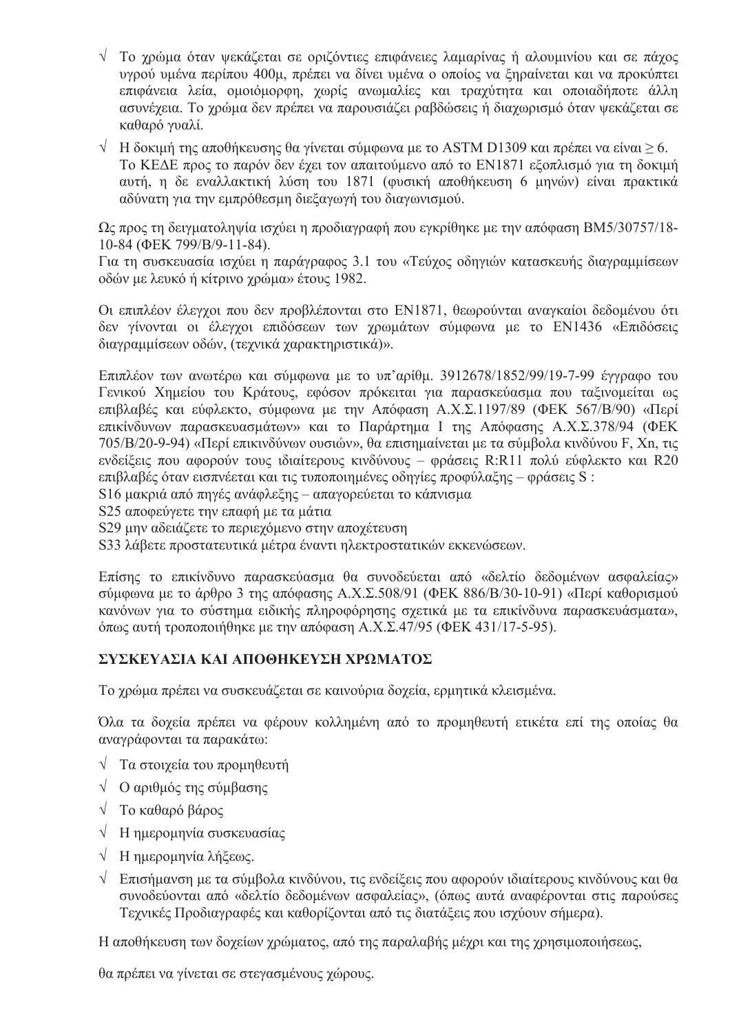- √ Το χρώμα όταν ψεκάζεται σε οριζόντιες επιφάνειες λαμαρίνας ή αλουμινίου και σε πάχος υγρού υμένα περίπου 400μ, πρέπει να δίνει υμένα ο οποίος να ξηραίνεται και να προκύπτει επιφάνεια λεία, ομοιόμορφη, χωρίς ανωμαλίες και τραχύτητα και οποιαδήποτε άλλη ασυνέχεια. Το χρώμα δεν πρέπει να παρουσιάζει ραβδώσεις ή διαχωρισμό όταν ψεκάζεται σε καθαρό γυαλί.
- √ Η δοκιμή της αποθήκευσης θα γίνεται σύμφωνα με το ASTM D1309 και πρέπει να είναι $\geq 6$.
  Το ΚΕΔΕ προς το παρόν δεν έχει τον απαιτούμενο από το ΕΝ1871 εξοπλισμό για τη δοκιμή αυτή, η δε εναλλακτική λύση του 1871 (φυσική αποθήκευση 6 μηνών) είναι πρακτικά αδύνατη για την εμπρόθεσμη διεξαγωγή του διαγωνισμού.

Ως προς τη δειγματοληψία ισχύει η προδιαγραφή που εγκρίθηκε με την απόφαση ΒΜ5/30757/18-10-84 (ΦΕΚ 799/Β/9-11-84).
Για τη συσκευασία ισχύει η παράγραφος 3.1 του «Τεύχος οδηγιών κατασκευής διαγραμμίσεων οδών με λευκό ή κίτρινο χρώμα» έτους 1982.

Οι επιπλέον έλεγχοι που δεν προβλέπονται στο ΕΝ1871, θεωρούνται αναγκαίοι δεδομένου ότι δεν γίνονται οι έλεγχοι επιδόσεων των χρωμάτων σύμφωνα με το ΕΝ1436 «Επιδόσεις διαγραμμίσεων οδών, (τεχνικά χαρακτηριστικά)».

Επιπλέον των ανωτέρω και σύμφωνα με το υπ'αρίθμ. 3912678/1852/99/19-7-99 έγγραφο του Γενικού Χημείου του Κράτους, εφόσον πρόκειται για παρασκεύασμα που ταξινομείται ως επιβλαβές και εύφλεκτο, σύμφωνα με την Απόφαση Α.Χ.Σ.1197/89 (ΦΕΚ 567/Β/90) «Περί επικίνδυνων παρασκευασμάτων» και το Παράρτημα Ι της Απόφασης Α.Χ.Σ.378/94 (ΦΕΚ 705/Β/20-9-94) «Περί επικινδύνων ουσιών», θα επισημαίνεται με τα σύμβολα κινδύνου F, Xn, τις ενδείξεις που αφορούν τους ιδιαίτερους κινδύνους – φράσεις R:R11 πολύ εύφλεκτο και R20 επιβλαβές όταν εισπνέεται και τις τυποποιημένες οδηγίες προφύλαξης – φράσεις S :
S16 μακριά από πηγές ανάφλεξης – απαγορεύεται το κάπνισμα
S25 αποφεύγετε την επαφή με τα μάτια
S29 μην αδειάζετε το περιεχόμενο στην αποχέτευση
S33 λάβετε προστατευτικά μέτρα έναντι ηλεκτροστατικών εκκενώσεων.

Επίσης το επικίνδυνο παρασκεύασμα θα συνοδεύεται από «δελτίο δεδομένων ασφαλείας» σύμφωνα με το άρθρο 3 της απόφασης Α.Χ.Σ.508/91 (ΦΕΚ 886/Β/30-10-91) «Περί καθορισμού κανόνων για το σύστημα ειδικής πληροφόρησης σχετικά με τα επικίνδυνα παρασκευάσματα», όπως αυτή τροποποιήθηκε με την απόφαση Α.Χ.Σ.47/95 (ΦΕΚ 431/17-5-95).

**ΣΥΣΚΕΥΑΣΙΑ ΚΑΙ ΑΠΟΘΗΚΕΥΣΗ ΧΡΩΜΑΤΟΣ**

Το χρώμα πρέπει να συσκευάζεται σε καινούρια δοχεία, ερμητικά κλεισμένα.

Όλα τα δοχεία πρέπει να φέρουν κολλημένη από το προμηθευτή ετικέτα επί της οποίας θα αναγράφονται τα παρακάτω:

- √ Τα στοιχεία του προμηθευτή
- √ Ο αριθμός της σύμβασης
- √ Το καθαρό βάρος
- √ Η ημερομηνία συσκευασίας
- √ Η ημερομηνία λήξεως.
- √ Επισήμανση με τα σύμβολα κινδύνου, τις ενδείξεις που αφορούν ιδιαίτερους κινδύνους και θα συνοδεύονται από «δελτίο δεδομένων ασφαλείας», (όπως αυτά αναφέρονται στις παρούσες Τεχνικές Προδιαγραφές και καθορίζονται από τις διατάξεις που ισχύουν σήμερα).

Η αποθήκευση των δοχείων χρώματος, από της παραλαβής μέχρι και της χρησιμοποιήσεως,

θα πρέπει να γίνεται σε στεγασμένους χώρους.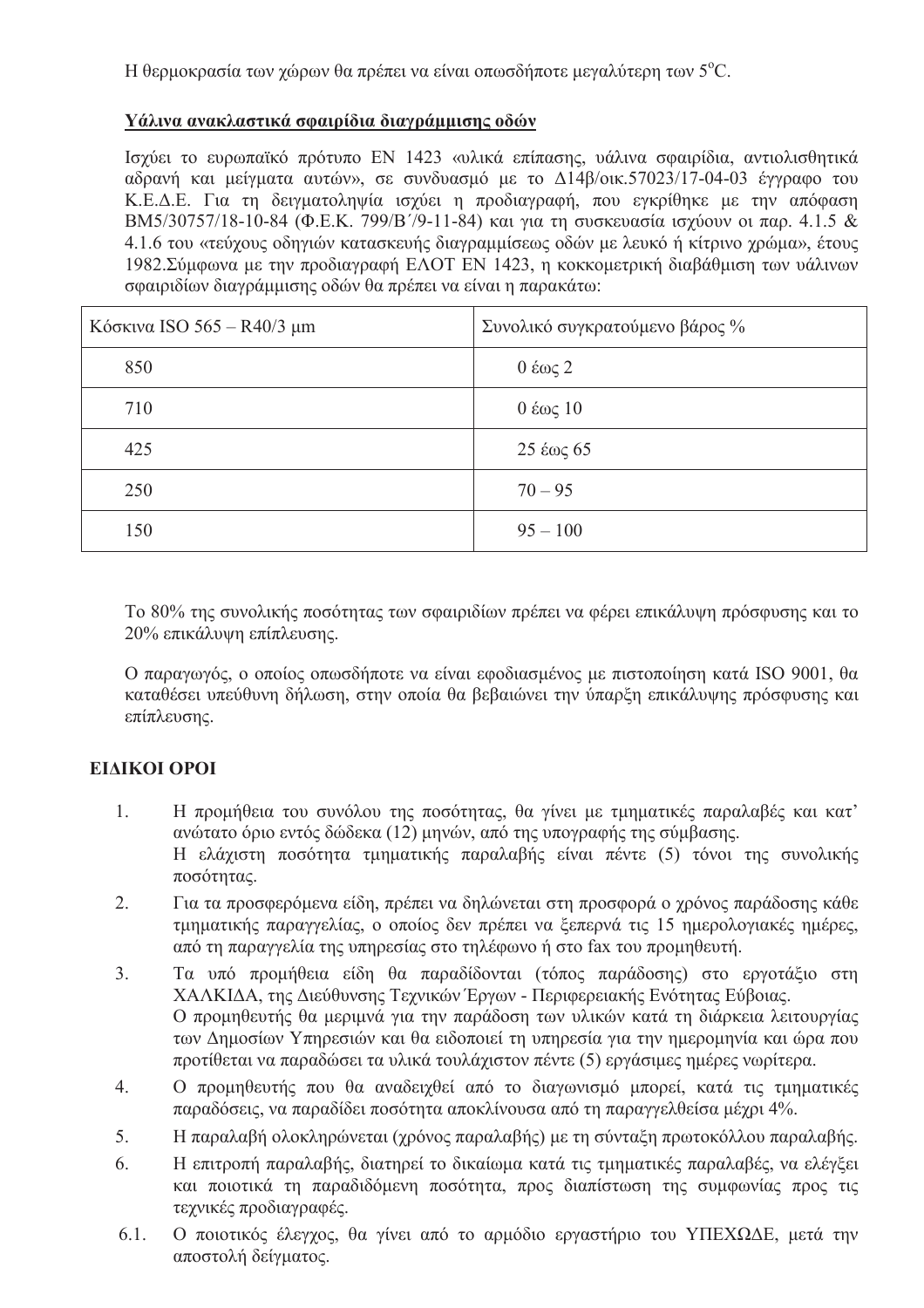Η θερμοκρασία των χώρων θα πρέπει να είναι οπωσδήποτε μεγαλύτερη των 5°C.

**Υάλινα ανακλαστικά σφαιρίδια διαγράμμισης οδών**

Ισχύει το ευρωπαϊκό πρότυπο EN 1423 «υλικά επίπασης, υάλινα σφαιρίδια, αντιολισθητικά αδρανή και μείγματα αυτών», σε συνδυασμό με το Δ14β/οικ.57023/17-04-03 έγγραφο του Κ.Ε.Δ.Ε. Για τη δειγματοληψία ισχύει η προδιαγραφή, που εγκρίθηκε με την απόφαση ΒΜ5/30757/18-10-84 (Φ.Ε.Κ. 799/Β΄/9-11-84) και για τη συσκευασία ισχύουν οι παρ. 4.1.5 & 4.1.6 του «τεύχους οδηγιών κατασκευής διαγραμμίσεως οδών με λευκό ή κίτρινο χρώμα», έτους 1982.Σύμφωνα με την προδιαγραφή ΕΛΟΤ ΕΝ 1423, η κοκκομετρική διαβάθμιση των υάλινων σφαιριδίων διαγράμμισης οδών θα πρέπει να είναι η παρακάτω:

| Κόσκινα ISO 565 – R40/3 μm | Συνολικό συγκρατούμενο βάρος % |
|---|---|
| 850 | 0 έως 2 |
| 710 | 0 έως 10 |
| 425 | 25 έως 65 |
| 250 | 70 – 95 |
| 150 | 95 – 100 |

Το 80% της συνολικής ποσότητας των σφαιριδίων πρέπει να φέρει επικάλυψη πρόσφυσης και το 20% επικάλυψη επίπλευσης.

Ο παραγωγός, ο οποίος οπωσδήποτε να είναι εφοδιασμένος με πιστοποίηση κατά ISO 9001, θα καταθέσει υπεύθυνη δήλωση, στην οποία θα βεβαιώνει την ύπαρξη επικάλυψης πρόσφυσης και επίπλευσης.

## ΕΙΔΙΚΟΙ ΟΡΟΙ

1. Η προμήθεια του συνόλου της ποσότητας, θα γίνει με τμηματικές παραλαβές και κατ' ανώτατο όριο εντός δώδεκα (12) μηνών, από της υπογραφής της σύμβασης.
   Η ελάχιστη ποσότητα τμηματικής παραλαβής είναι πέντε (5) τόνοι της συνολικής ποσότητας.
2. Για τα προσφερόμενα είδη, πρέπει να δηλώνεται στη προσφορά ο χρόνος παράδοσης κάθε τμηματικής παραγγελίας, ο οποίος δεν πρέπει να ξεπερνά τις 15 ημερολογιακές ημέρες, από τη παραγγελία της υπηρεσίας στο τηλέφωνο ή στο fax του προμηθευτή.
3. Τα υπό προμήθεια είδη θα παραδίδονται (τόπος παράδοσης) στο εργοτάξιο στη ΧΑΛΚΙΔΑ, της Διεύθυνσης Τεχνικών Έργων - Περιφερειακής Ενότητας Εύβοιας.
   Ο προμηθευτής θα μεριμνά για την παράδοση των υλικών κατά τη διάρκεια λειτουργίας των Δημοσίων Υπηρεσιών και θα ειδοποιεί τη υπηρεσία για την ημερομηνία και ώρα που προτίθεται να παραδώσει τα υλικά τουλάχιστον πέντε (5) εργάσιμες ημέρες νωρίτερα.
4. Ο προμηθευτής που θα αναδειχθεί από το διαγωνισμό μπορεί, κατά τις τμηματικές παραδόσεις, να παραδίδει ποσότητα αποκλίνουσα από τη παραγγελθείσα μέχρι 4%.
5. Η παραλαβή ολοκληρώνεται (χρόνος παραλαβής) με τη σύνταξη πρωτοκόλλου παραλαβής.
6. Η επιτροπή παραλαβής, διατηρεί το δικαίωμα κατά τις τμηματικές παραλαβές, να ελέγξει και ποιοτικά τη παραδιδόμενη ποσότητα, προς διαπίστωση της συμφωνίας προς τις τεχνικές προδιαγραφές.

6.1. Ο ποιοτικός έλεγχος, θα γίνει από το αρμόδιο εργαστήριο του ΥΠΕΧΩΔΕ, μετά την αποστολή δείγματος.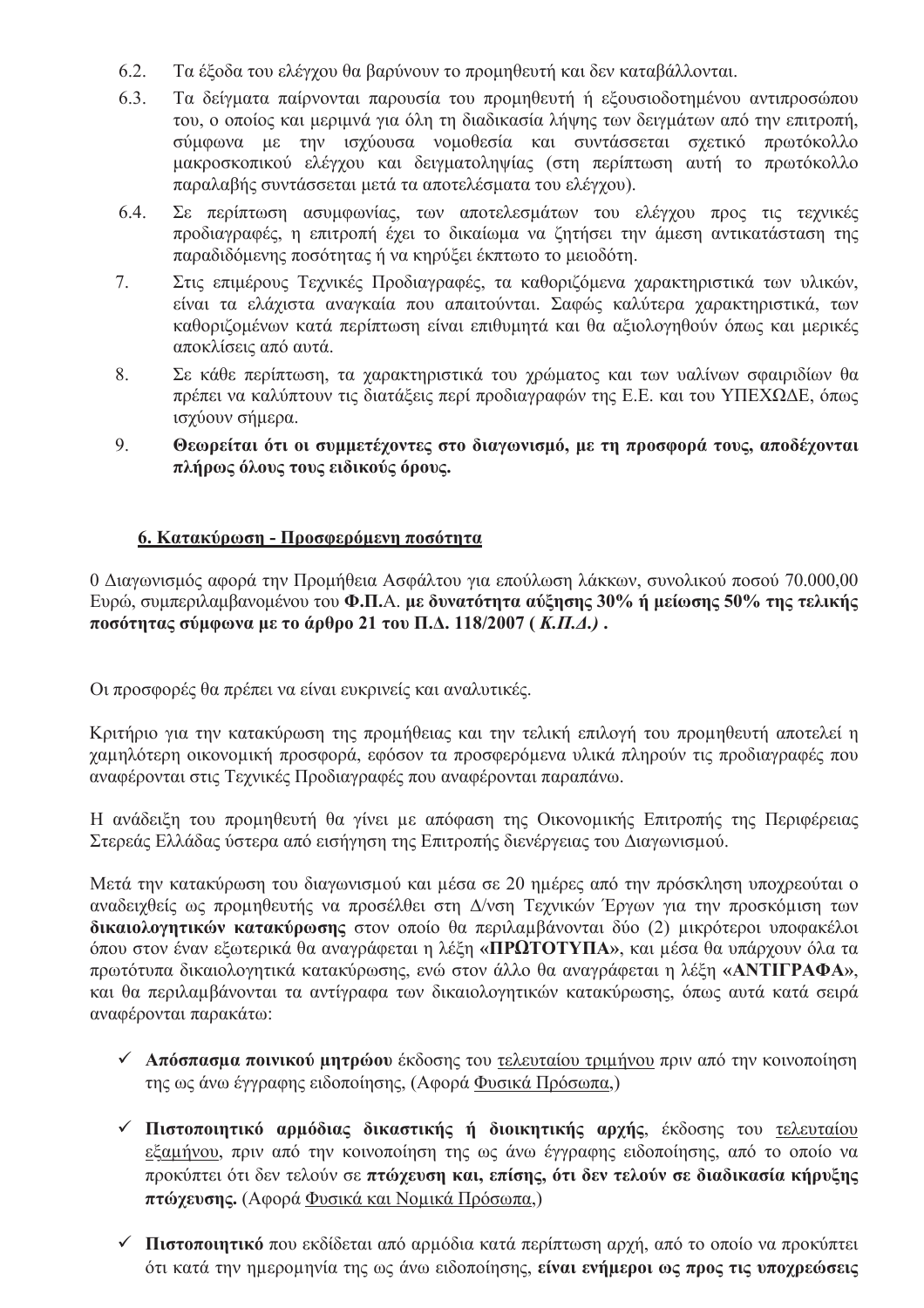6.2. Τα έξοδα του ελέγχου θα βαρύνουν το προμηθευτή και δεν καταβάλλονται.

6.3. Τα δείγματα παίρνονται παρουσία του προμηθευτή ή εξουσιοδοτημένου αντιπροσώπου του, ο οποίος και μεριμνά για όλη τη διαδικασία λήψης των δειγμάτων από την επιτροπή, σύμφωνα με την ισχύουσα νομοθεσία και συντάσσεται σχετικό πρωτόκολλο μακροσκοπικού ελέγχου και δειγματοληψίας (στη περίπτωση αυτή το πρωτόκολλο παραλαβής συντάσσεται μετά τα αποτελέσματα του ελέγχου).

6.4. Σε περίπτωση ασυμφωνίας, των αποτελεσμάτων του ελέγχου προς τις τεχνικές προδιαγραφές, η επιτροπή έχει το δικαίωμα να ζητήσει την άμεση αντικατάσταση της παραδιδόμενης ποσότητας ή να κηρύξει έκπτωτο το μειοδότη.

7. Στις επιμέρους Τεχνικές Προδιαγραφές, τα καθοριζόμενα χαρακτηριστικά των υλικών, είναι τα ελάχιστα αναγκαία που απαιτούνται. Σαφώς καλύτερα χαρακτηριστικά, των καθοριζομένων κατά περίπτωση είναι επιθυμητά και θα αξιολογηθούν όπως και μερικές αποκλίσεις από αυτά.

8. Σε κάθε περίπτωση, τα χαρακτηριστικά του χρώματος και των υαλίνων σφαιριδίων θα πρέπει να καλύπτουν τις διατάξεις περί προδιαγραφών της Ε.Ε. και του ΥΠΕΧΩΔΕ, όπως ισχύουν σήμερα.

9. **Θεωρείται ότι οι συμμετέχοντες στο διαγωνισμό, με τη προσφορά τους, αποδέχονται πλήρως όλους τους ειδικούς όρους.**

## 6. Κατακύρωση - Προσφερόμενη ποσότητα

0 Διαγωνισμός αφορά την Προμήθεια Ασφάλτου για επούλωση λάκκων, συνολικού ποσού 70.000,00 Ευρώ, συμπεριλαμβανομένου του **Φ.Π.**Α. **με δυνατότητα αύξησης 30% ή μείωσης 50% της τελικής ποσότητας σύμφωνα με το άρθρο 21 του Π.Δ. 118/2007 (** ***Κ.Π.Δ.)*** **.**

Οι προσφορές θα πρέπει να είναι ευκρινείς και αναλυτικές.

Κριτήριο για την κατακύρωση της προμήθειας και την τελική επιλογή του προμηθευτή αποτελεί η χαμηλότερη οικονομική προσφορά, εφόσον τα προσφερόμενα υλικά πληρούν τις προδιαγραφές που αναφέρονται στις Τεχνικές Προδιαγραφές που αναφέρονται παραπάνω.

Η ανάδειξη του προμηθευτή θα γίνει με απόφαση της Οικονομικής Επιτροπής της Περιφέρειας Στερεάς Ελλάδας ύστερα από εισήγηση της Επιτροπής διενέργειας του Διαγωνισμού.

Μετά την κατακύρωση του διαγωνισμού και μέσα σε 20 ημέρες από την πρόσκληση υποχρεούται ο αναδειχθείς ως προμηθευτής να προσέλθει στη Δ/νση Τεχνικών Έργων για την προσκόμιση των **δικαιολογητικών κατακύρωσης** στον οποίο θα περιλαμβάνονται δύο (2) μικρότεροι υποφακέλοι όπου στον έναν εξωτερικά θα αναγράφεται η λέξη **«ΠΡΩΤΟΤΥΠΑ»**, και μέσα θα υπάρχουν όλα τα πρωτότυπα δικαιολογητικά κατακύρωσης, ενώ στον άλλο θα αναγράφεται η λέξη **«ΑΝΤΙΓΡΑΦΑ»**, και θα περιλαμβάνονται τα αντίγραφα των δικαιολογητικών κατακύρωσης, όπως αυτά κατά σειρά αναφέρονται παρακάτω:

- ✓ **Απόσπασμα ποινικού μητρώου** έκδοσης του τελευταίου τριμήνου πριν από την κοινοποίηση της ως άνω έγγραφης ειδοποίησης, (Αφορά Φυσικά Πρόσωπα,)

- ✓ **Πιστοποιητικό αρμόδιας δικαστικής ή διοικητικής αρχής**, έκδοσης του τελευταίου εξαμήνου, πριν από την κοινοποίηση της ως άνω έγγραφης ειδοποίησης, από το οποίο να προκύπτει ότι δεν τελούν σε **πτώχευση και, επίσης, ότι δεν τελούν σε διαδικασία κήρυξης πτώχευσης.** (Αφορά Φυσικά και Νομικά Πρόσωπα,)

- ✓ **Πιστοποιητικό** που εκδίδεται από αρμόδια κατά περίπτωση αρχή, από το οποίο να προκύπτει ότι κατά την ημερομηνία της ως άνω ειδοποίησης, **είναι ενήμεροι ως προς τις υποχρεώσεις**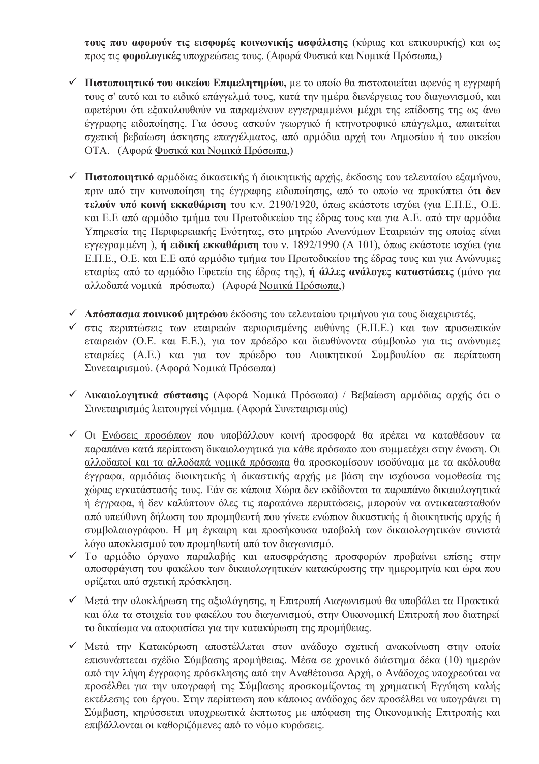**τους που αφορούν τις εισφορές κοινωνικής ασφάλισης** (κύριας και επικουρικής) και ως προς τις **φορολογικές** υποχρεώσεις τους. (Αφορά Φυσικά και Νομικά Πρόσωπα,)

- ✓ **Πιστοποιητικό του οικείου Επιμελητηρίου,** με το οποίο θα πιστοποιείται αφενός η εγγραφή τους σ' αυτό και το ειδικό επάγγελμά τους, κατά την ημέρα διενέργειας του διαγωνισμού, και αφετέρου ότι εξακολουθούν να παραμένουν εγγεγραμμένοι μέχρι της επίδοσης της ως άνω έγγραφης ειδοποίησης. Για όσους ασκούν γεωργικό ή κτηνοτροφικό επάγγελμα, απαιτείται σχετική βεβαίωση άσκησης επαγγέλματος, από αρμόδια αρχή του Δημοσίου ή του οικείου ΟΤΑ. (Αφορά Φυσικά και Νομικά Πρόσωπα,)

- ✓ **Πιστοποιητικό** αρμόδιας δικαστικής ή διοικητικής αρχής, έκδοσης του τελευταίου εξαμήνου, πριν από την κοινοποίηση της έγγραφης ειδοποίησης, από το οποίο να προκύπτει ότι **δεν τελούν υπό κοινή εκκαθάριση** του κ.ν. 2190/1920, όπως εκάστοτε ισχύει (για Ε.Π.Ε., Ο.Ε. και Ε.Ε από αρμόδιο τμήμα του Πρωτοδικείου της έδρας τους και για Α.Ε. από την αρμόδια Υπηρεσία της Περιφερειακής Ενότητας, στο μητρώο Ανωνύμων Εταιρειών της οποίας είναι εγγεγραμμένη ), **ή ειδική εκκαθάριση** του ν. 1892/1990 (Α 101), όπως εκάστοτε ισχύει (για Ε.Π.Ε., Ο.Ε. και Ε.Ε από αρμόδιο τμήμα του Πρωτοδικείου της έδρας τους και για Ανώνυμες εταιρίες από το αρμόδιο Εφετείο της έδρας της), **ή άλλες ανάλογες καταστάσεις** (μόνο για αλλοδαπά νομικά πρόσωπα) (Αφορά Νομικά Πρόσωπα,)

- ✓ **Απόσπασμα ποινικού μητρώου** έκδοσης του τελευταίου τριμήνου για τους διαχειριστές,
- ✓ στις περιπτώσεις των εταιρειών περιορισμένης ευθύνης (Ε.Π.Ε.) και των προσωπικών εταιρειών (Ο.Ε. και Ε.Ε.), για τον πρόεδρο και διευθύνοντα σύμβουλο για τις ανώνυμες εταιρείες (Α.Ε.) και για τον πρόεδρο του Διοικητικού Συμβουλίου σε περίπτωση Συνεταιρισμού. (Αφορά Νομικά Πρόσωπα)

- ✓ **Δικαιολογητικά σύστασης** (Αφορά Νομικά Πρόσωπα) / Βεβαίωση αρμόδιας αρχής ότι ο Συνεταιρισμός λειτουργεί νόμιμα. (Αφορά Συνεταιρισμούς)

- ✓ Οι Ενώσεις προσώπων που υποβάλλουν κοινή προσφορά θα πρέπει να καταθέσουν τα παραπάνω κατά περίπτωση δικαιολογητικά για κάθε πρόσωπο που συμμετέχει στην ένωση. Οι αλλοδαποί και τα αλλοδαπά νομικά πρόσωπα θα προσκομίσουν ισοδύναμα με τα ακόλουθα έγγραφα, αρμόδιας διοικητικής ή δικαστικής αρχής με βάση την ισχύουσα νομοθεσία της χώρας εγκατάστασής τους. Εάν σε κάποια Χώρα δεν εκδίδονται τα παραπάνω δικαιολογητικά ή έγγραφα, ή δεν καλύπτουν όλες τις παραπάνω περιπτώσεις, μπορούν να αντικατασταθούν από υπεύθυνη δήλωση του προμηθευτή που γίνετε ενώπιον δικαστικής ή διοικητικής αρχής ή συμβολαιογράφου. Η μη έγκαιρη και προσήκουσα υποβολή των δικαιολογητικών συνιστά λόγο αποκλεισμού του προμηθευτή από τον διαγωνισμό.
- ✓ Το αρμόδιο όργανο παραλαβής και αποσφράγισης προσφορών προβαίνει επίσης στην αποσφράγιση του φακέλου των δικαιολογητικών κατακύρωσης την ημερομηνία και ώρα που ορίζεται από σχετική πρόσκληση.

- ✓ Μετά την ολοκλήρωση της αξιολόγησης, η Επιτροπή Διαγωνισμού θα υποβάλει τα Πρακτικά και όλα τα στοιχεία του φακέλου του διαγωνισμού, στην Οικονομική Επιτροπή που διατηρεί το δικαίωμα να αποφασίσει για την κατακύρωση της προμήθειας.

- ✓ Μετά την Κατακύρωση αποστέλλεται στον ανάδοχο σχετική ανακοίνωση στην οποία επισυνάπτεται σχέδιο Σύμβασης προμήθειας. Μέσα σε χρονικό διάστημα δέκα (10) ημερών από την λήψη έγγραφης πρόσκλησης από την Αναθέτουσα Αρχή, ο Ανάδοχος υποχρεούται να προσέλθει για την υπογραφή της Σύμβασης προσκομίζοντας τη χρηματική Εγγύηση καλής εκτέλεσης του έργου. Στην περίπτωση που κάποιος ανάδοχος δεν προσέλθει να υπογράψει τη Σύμβαση, κηρύσσεται υποχρεωτικά έκπτωτος με απόφαση της Οικονομικής Επιτροπής και επιβάλλονται οι καθοριζόμενες από το νόμο κυρώσεις.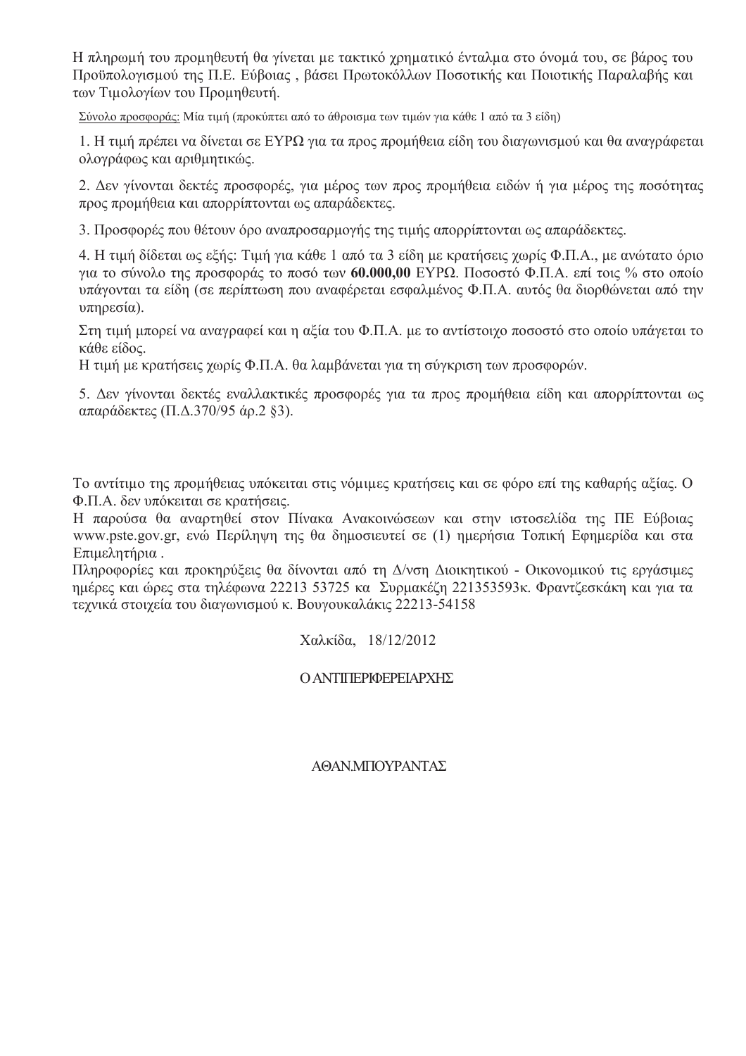Η πληρωμή του προμηθευτή θα γίνεται με τακτικό χρηματικό ένταλμα στο όνομά του, σε βάρος του Προϋπολογισμού της Π.Ε. Εύβοιας , βάσει Πρωτοκόλλων Ποσοτικής και Ποιοτικής Παραλαβής και των Τιμολογίων του Προμηθευτή.

Σύνολο προσφοράς: Μία τιμή (προκύπτει από το άθροισμα των τιμών για κάθε 1 από τα 3 είδη)

1. Η τιμή πρέπει να δίνεται σε ΕΥΡΩ για τα προς προμήθεια είδη του διαγωνισμού και θα αναγράφεται ολογράφως και αριθμητικώς.

2. Δεν γίνονται δεκτές προσφορές, για μέρος των προς προμήθεια ειδών ή για μέρος της ποσότητας προς προμήθεια και απορρίπτονται ως απαράδεκτες.

3. Προσφορές που θέτουν όρο αναπροσαρμογής της τιμής απορρίπτονται ως απαράδεκτες.

4. Η τιμή δίδεται ως εξής: Τιμή για κάθε 1 από τα 3 είδη με κρατήσεις χωρίς Φ.Π.Α., με ανώτατο όριο για το σύνολο της προσφοράς το ποσό των **60.000,00** ΕΥΡΩ. Ποσοστό Φ.Π.Α. επί τοις % στο οποίο υπάγονται τα είδη (σε περίπτωση που αναφέρεται εσφαλμένος Φ.Π.Α. αυτός θα διορθώνεται από την υπηρεσία).

Στη τιμή μπορεί να αναγραφεί και η αξία του Φ.Π.Α. με το αντίστοιχο ποσοστό στο οποίο υπάγεται το κάθε είδος.
Η τιμή με κρατήσεις χωρίς Φ.Π.Α. θα λαμβάνεται για τη σύγκριση των προσφορών.

5. Δεν γίνονται δεκτές εναλλακτικές προσφορές για τα προς προμήθεια είδη και απορρίπτονται ως απαράδεκτες (Π.Δ.370/95 άρ.2 §3).

Το αντίτιμο της προμήθειας υπόκειται στις νόμιμες κρατήσεις και σε φόρο επί της καθαρής αξίας. Ο Φ.Π.Α. δεν υπόκειται σε κρατήσεις.
Η παρούσα θα αναρτηθεί στον Πίνακα Ανακοινώσεων και στην ιστοσελίδα της ΠΕ Εύβοιας www.pste.gov.gr, ενώ Περίληψη της θα δημοσιευτεί σε (1) ημερήσια Τοπική Εφημερίδα και στα Επιμελητήρια .
Πληροφορίες και προκηρύξεις θα δίνονται από τη Δ/νση Διοικητικού - Οικονομικού τις εργάσιμες ημέρες και ώρες στα τηλέφωνα 22213 53725 κα Συρμακέζη 221353593κ. Φραντζεσκάκη και για τα τεχνικά στοιχεία του διαγωνισμού κ. Βουγουκαλάκις 22213-54158

Χαλκίδα, 18/12/2012

Ο ΑΝΤΙΠΕΡΙΦΕΡΕΙΑΡΧΗΣ

ΑΘΑΝ.ΜΠΟΥΡΑΝΤΑΣ